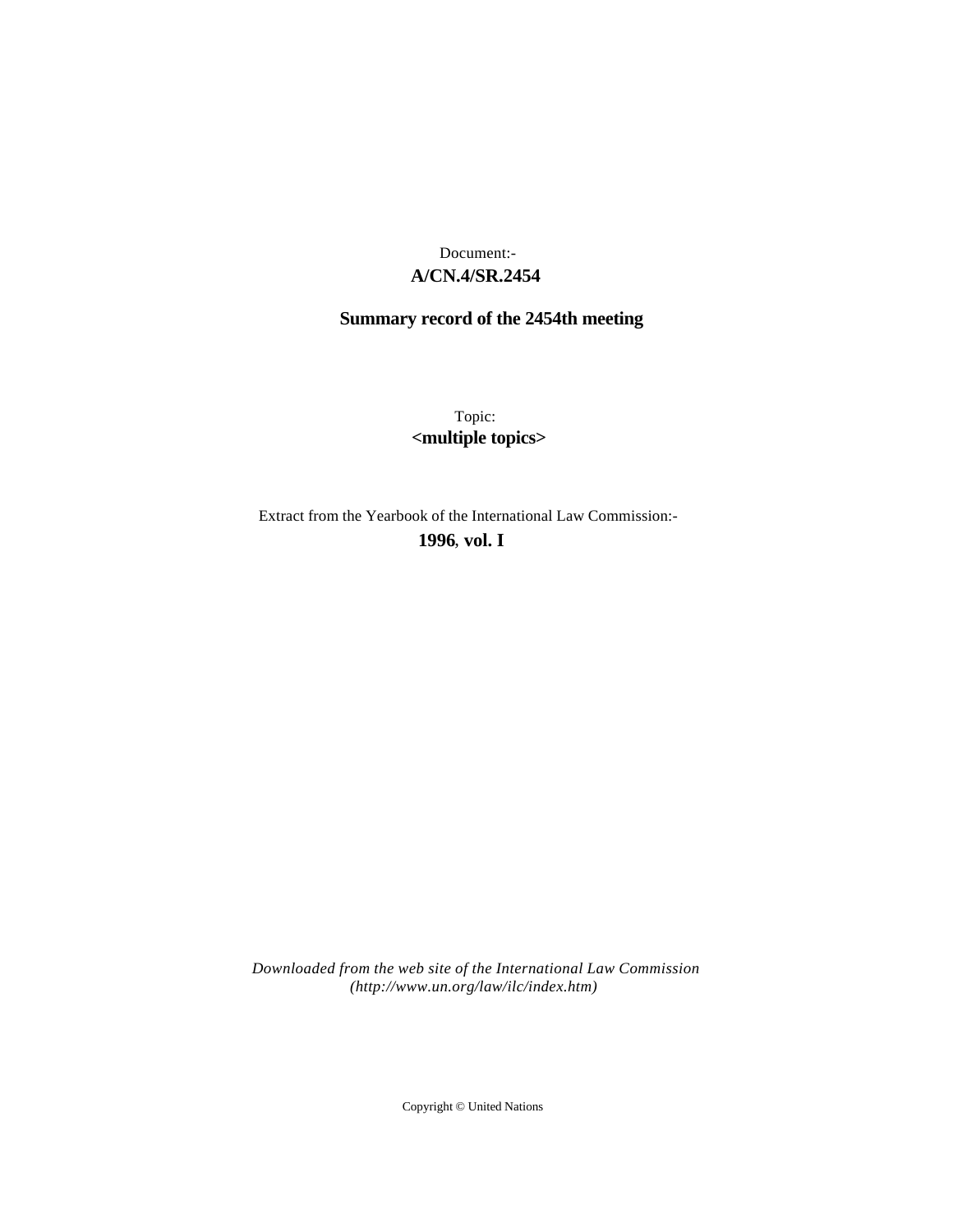Document:-

**A/CN.4/SR.2454**

**Summary record of the 2454th meeting**

Topic:

**<multiple topics>**

Extract from the Yearbook of the International Law Commission:-

**1996**, **vol. I**

*Downloaded from the web site of the International Law Commission (http://www.un.org/law/ilc/index.htm)*

Copyright © United Nations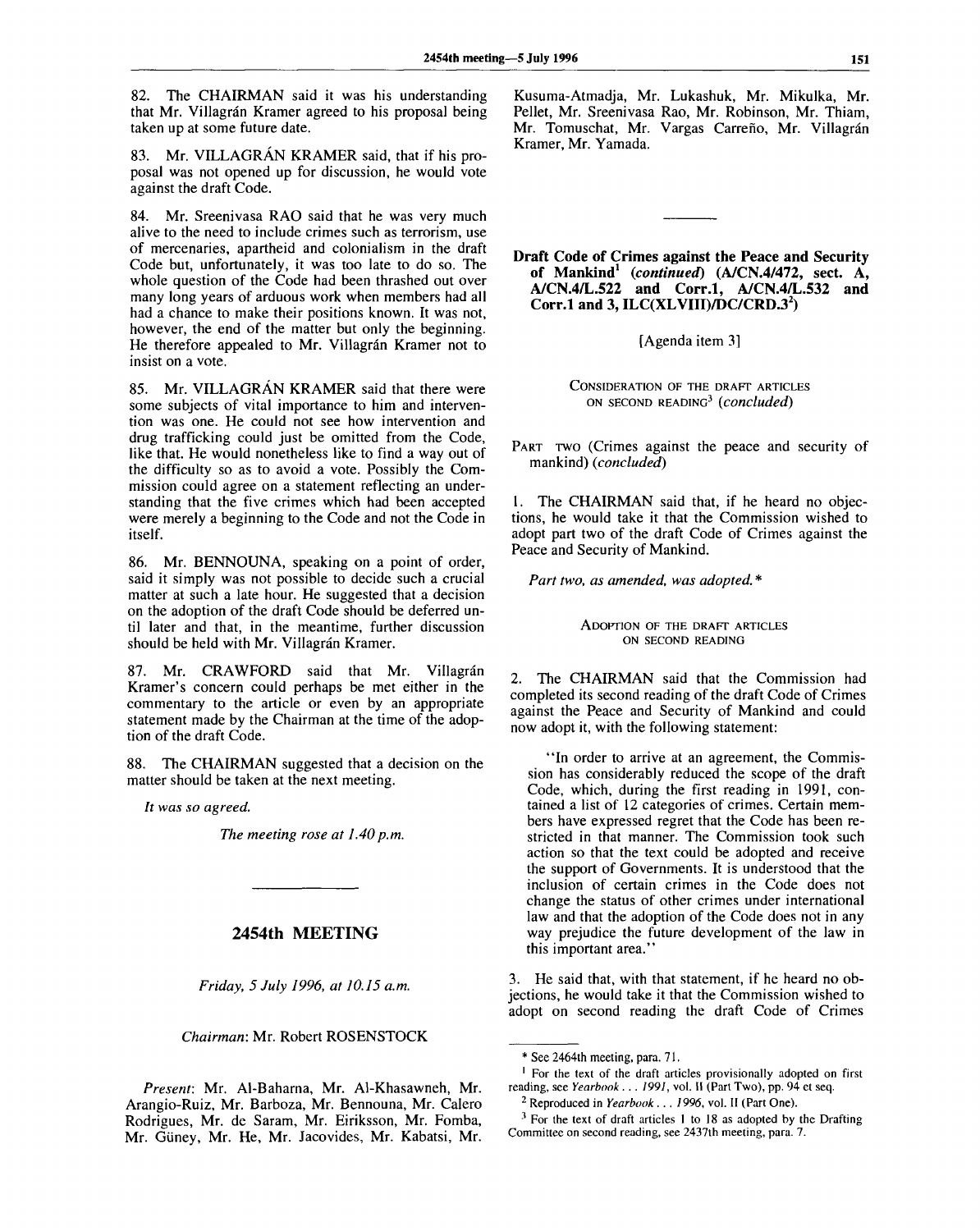82. The CHAIRMAN said it was his understanding that Mr. Villagrán Kramer agreed to his proposal being taken up at some future date.

83. Mr. VILLAGRÁN KRAMER said, that if his proposal was not opened up for discussion, he would vote against the draft Code.

84. Mr. Sreenivasa RAO said that he was very much alive to the need to include crimes such as terrorism, use of mercenaries, apartheid and colonialism in the draft Code but, unfortunately, it was too late to do so. The whole question of the Code had been thrashed out over many long years of arduous work when members had all had a chance to make their positions known. It was not, however, the end of the matter but only the beginning. He therefore appealed to Mr. Villagrán Kramer not to insist on a vote.

85. Mr. VILLAGRÁN KRAMER said that there were some subjects of vital importance to him and intervention was one. He could not see how intervention and drug trafficking could just be omitted from the Code, like that. He would nonetheless like to find a way out of the difficulty so as to avoid a vote. Possibly the Commission could agree on a statement reflecting an understanding that the five crimes which had been accepted were merely a beginning to the Code and not the Code in itself.

86. Mr. BENNOUNA, speaking on a point of order, said it simply was not possible to decide such a crucial matter at such a late hour. He suggested that a decision on the adoption of the draft Code should be deferred until later and that, in the meantime, further discussion should be held with Mr. Villagrán Kramer.

87. Mr. CRAWFORD said that Mr. Villagrán Kramer's concern could perhaps be met either in the commentary to the article or even by an appropriate statement made by the Chairman at the time of the adoption of the draft Code.

88. The CHAIRMAN suggested that a decision on the matter should be taken at the next meeting.

*It was so agreed.*

*The meeting rose at 1.40 p.m.*

---

## 2454th MEETING

*Friday, 5 July 1996, at 10.15 a.m.*

*Chairman*: Mr. Robert ROSENSTOCK

*Present*: Mr. Al-Baharna, Mr. Al-Khasawneh, Mr. Arangio-Ruiz, Mr. Barboza, Mr. Bennouna, Mr. Calero Rodrigues, Mr. de Saram, Mr. Eiriksson, Mr. Fomba, Mr. Güney, Mr. He, Mr. Jacovides, Mr. Kabatsi, Mr. Kusuma-Atmadja, Mr. Lukashuk, Mr. Mikulka, Mr. Pellet, Mr. Sreenivasa Rao, Mr. Robinson, Mr. Thiam, Mr. Tomuschat, Mr. Vargas Carreño, Mr. Villagrán Kramer, Mr. Yamada.

---

### Draft Code of Crimes against the Peace and Security of Mankind[1] (*continued*) (A/CN.4/472, sect. A, A/CN.4/L.522 and Corr.1, A/CN.4/L.532 and Corr.1 and 3, ILC(XLVIII)/DC/CRD.3[2])

[Agenda item 3]

CONSIDERATION OF THE DRAFT ARTICLES ON SECOND READING[3] (*concluded*)

PART TWO (Crimes against the peace and security of mankind) (*concluded*)

1. The CHAIRMAN said that, if he heard no objections, he would take it that the Commission wished to adopt part two of the draft Code of Crimes against the Peace and Security of Mankind.

*Part two, as amended, was adopted.\**

ADOPTION OF THE DRAFT ARTICLES ON SECOND READING

2. The CHAIRMAN said that the Commission had completed its second reading of the draft Code of Crimes against the Peace and Security of Mankind and could now adopt it, with the following statement:

> "In order to arrive at an agreement, the Commission has considerably reduced the scope of the draft Code, which, during the first reading in 1991, contained a list of 12 categories of crimes. Certain members have expressed regret that the Code has been restricted in that manner. The Commission took such action so that the text could be adopted and receive the support of Governments. It is understood that the inclusion of certain crimes in the Code does not change the status of other crimes under international law and that the adoption of the Code does not in any way prejudice the future development of the law in this important area."

3. He said that, with that statement, if he heard no objections, he would take it that the Commission wished to adopt on second reading the draft Code of Crimes

---

\* See 2464th meeting, para. 71.

[1] For the text of the draft articles provisionally adopted on first reading, see *Yearbook . . . 1991*, vol. II (Part Two), pp. 94 et seq.

[2] Reproduced in *Yearbook . . . 1996*, vol. II (Part One).

[3] For the text of draft articles 1 to 18 as adopted by the Drafting Committee on second reading, see 2437th meeting, para. 7.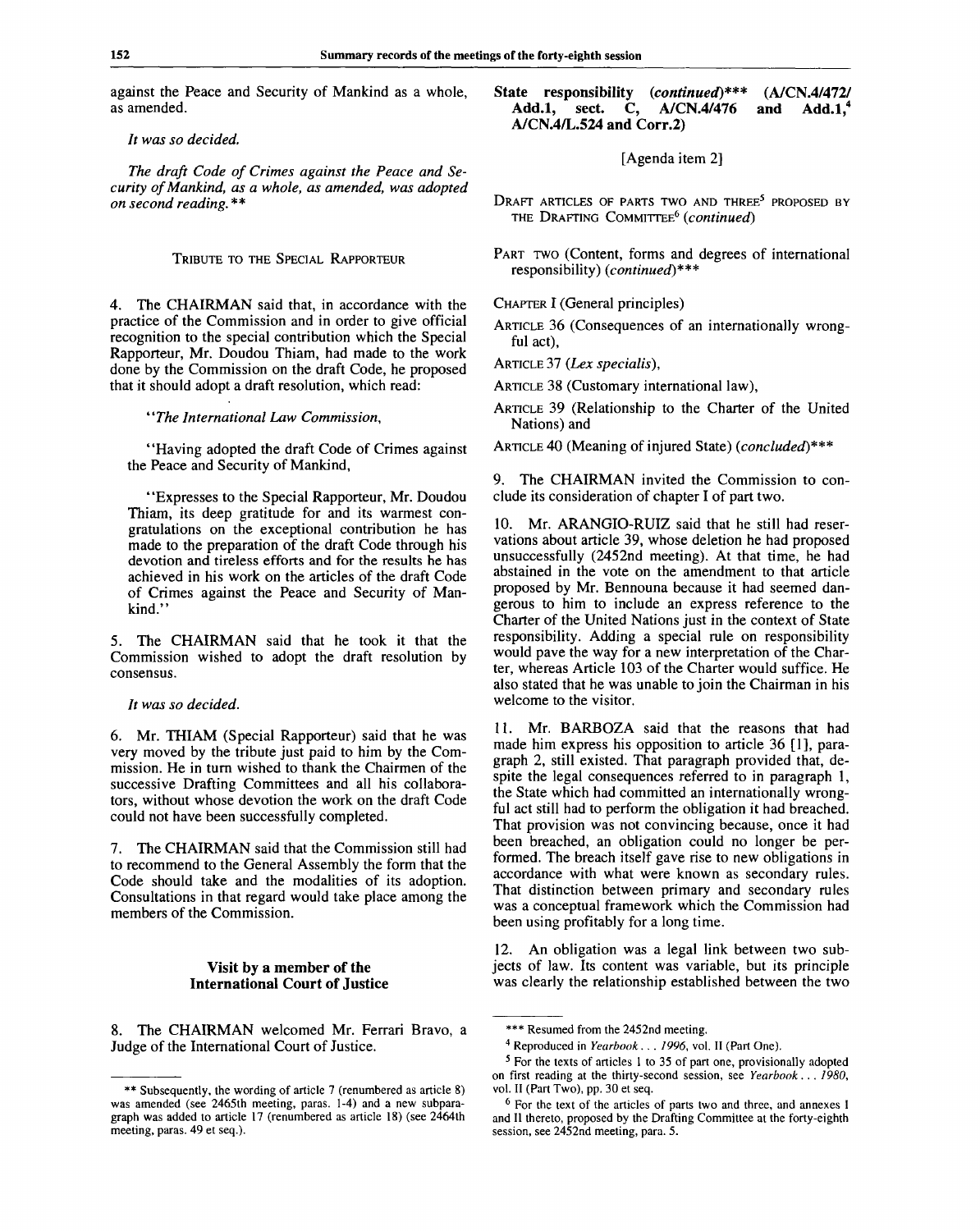against the Peace and Security of Mankind as a whole, as amended.

*It was so decided.*

*The draft Code of Crimes against the Peace and Security of Mankind, as a whole, as amended, was adopted on second reading.*\*\*

TRIBUTE TO THE SPECIAL RAPPORTEUR

4. The CHAIRMAN said that, in accordance with the practice of the Commission and in order to give official recognition to the special contribution which the Special Rapporteur, Mr. Doudou Thiam, had made to the work done by the Commission on the draft Code, he proposed that it should adopt a draft resolution, which read:

"*The International Law Commission*,

"Having adopted the draft Code of Crimes against the Peace and Security of Mankind,

"Expresses to the Special Rapporteur, Mr. Doudou Thiam, its deep gratitude for and its warmest congratulations on the exceptional contribution he has made to the preparation of the draft Code through his devotion and tireless efforts and for the results he has achieved in his work on the articles of the draft Code of Crimes against the Peace and Security of Mankind."

5. The CHAIRMAN said that he took it that the Commission wished to adopt the draft resolution by consensus.

*It was so decided.*

6. Mr. THIAM (Special Rapporteur) said that he was very moved by the tribute just paid to him by the Commission. He in turn wished to thank the Chairmen of the successive Drafting Committees and all his collaborators, without whose devotion the work on the draft Code could not have been successfully completed.

7. The CHAIRMAN said that the Commission still had to recommend to the General Assembly the form that the Code should take and the modalities of its adoption. Consultations in that regard would take place among the members of the Commission.

## Visit by a member of the International Court of Justice

8. The CHAIRMAN welcomed Mr. Ferrari Bravo, a Judge of the International Court of Justice.

## State responsibility (*continued*)\*\*\* (A/CN.4/472/Add.1, sect. C, A/CN.4/476 and Add.1,[4] A/CN.4/L.524 and Corr.2)

[Agenda item 2]

DRAFT ARTICLES OF PARTS TWO AND THREE[5] PROPOSED BY THE DRAFTING COMMITTEE[6] (*continued*)

PART TWO (Content, forms and degrees of international responsibility) (*continued*)\*\*\*

CHAPTER I (General principles)

ARTICLE 36 (Consequences of an internationally wrongful act),

ARTICLE 37 (*Lex specialis*),

ARTICLE 38 (Customary international law),

ARTICLE 39 (Relationship to the Charter of the United Nations) and

ARTICLE 40 (Meaning of injured State) (*concluded*)\*\*\*

9. The CHAIRMAN invited the Commission to conclude its consideration of chapter I of part two.

10. Mr. ARANGIO-RUIZ said that he still had reservations about article 39, whose deletion he had proposed unsuccessfully (2452nd meeting). At that time, he had abstained in the vote on the amendment to that article proposed by Mr. Bennouna because it had seemed dangerous to him to include an express reference to the Charter of the United Nations just in the context of State responsibility. Adding a special rule on responsibility would pave the way for a new interpretation of the Charter, whereas Article 103 of the Charter would suffice. He also stated that he was unable to join the Chairman in his welcome to the visitor.

11. Mr. BARBOZA said that the reasons that had made him express his opposition to article 36 [1], paragraph 2, still existed. That paragraph provided that, despite the legal consequences referred to in paragraph 1, the State which had committed an internationally wrongful act still had to perform the obligation it had breached. That provision was not convincing because, once it had been breached, an obligation could no longer be performed. The breach itself gave rise to new obligations in accordance with what were known as secondary rules. That distinction between primary and secondary rules was a conceptual framework which the Commission had been using profitably for a long time.

12. An obligation was a legal link between two subjects of law. Its content was variable, but its principle was clearly the relationship established between the two

---

\*\* Subsequently, the wording of article 7 (renumbered as article 8) was amended (see 2465th meeting, paras. 1-4) and a new subparagraph was added to article 17 (renumbered as article 18) (see 2464th meeting, paras. 49 et seq.).

\*\*\* Resumed from the 2452nd meeting.

[4] Reproduced in *Yearbook . . . 1996*, vol. II (Part One).

[5] For the texts of articles 1 to 35 of part one, provisionally adopted on first reading at the thirty-second session, see *Yearbook . . . 1980*, vol. II (Part Two), pp. 30 et seq.

[6] For the text of the articles of parts two and three, and annexes I and II thereto, proposed by the Drafting Committee at the forty-eighth session, see 2452nd meeting, para. 5.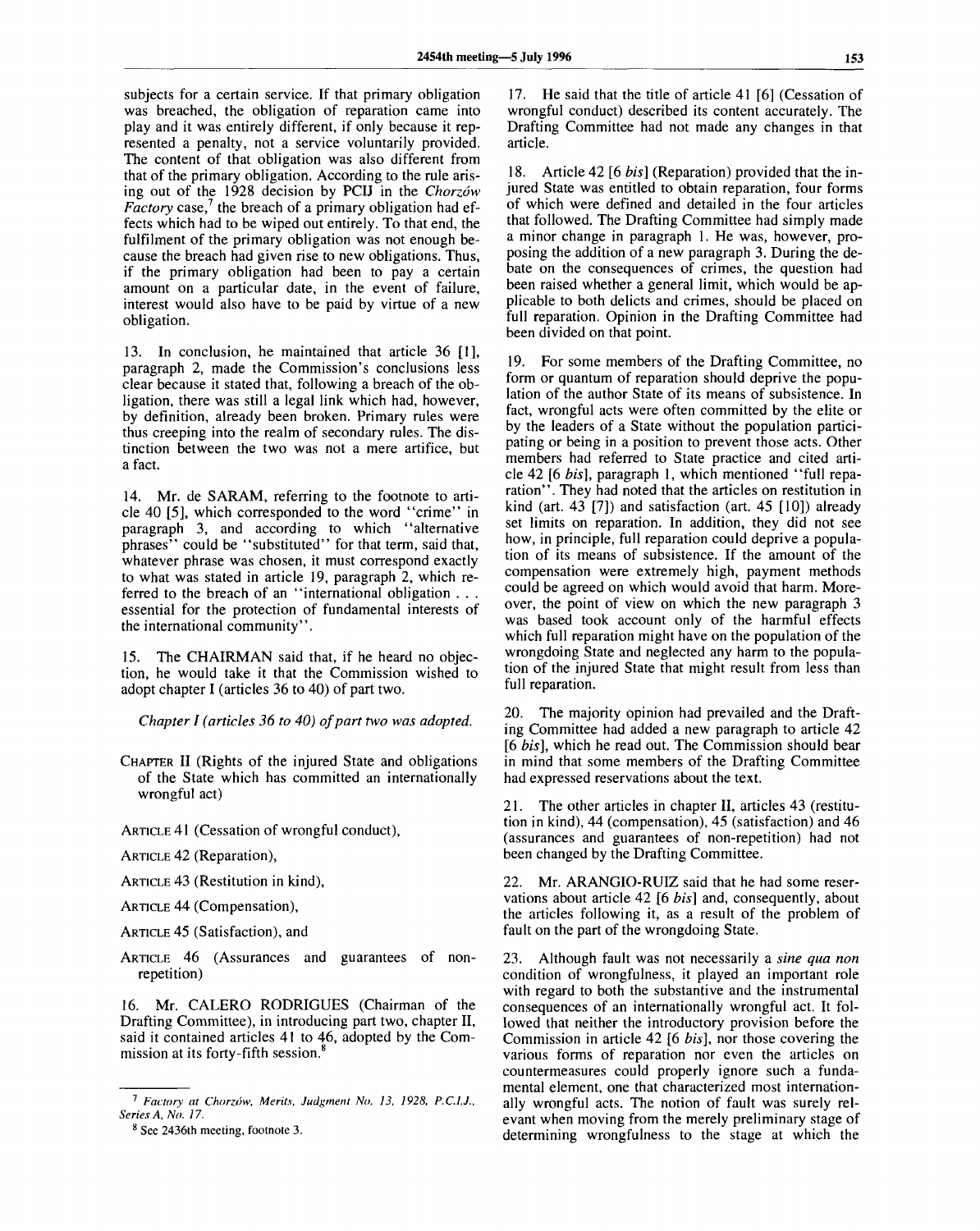subjects for a certain service. If that primary obligation was breached, the obligation of reparation came into play and it was entirely different, if only because it represented a penalty, not a service voluntarily provided. The content of that obligation was also different from that of the primary obligation. According to the rule arising out of the 1928 decision by PCIJ in the *Chorzów Factory* case,[7] the breach of a primary obligation had effects which had to be wiped out entirely. To that end, the fulfilment of the primary obligation was not enough because the breach had given rise to new obligations. Thus, if the primary obligation had been to pay a certain amount on a particular date, in the event of failure, interest would also have to be paid by virtue of a new obligation.

13. In conclusion, he maintained that article 36 [1], paragraph 2, made the Commission's conclusions less clear because it stated that, following a breach of the obligation, there was still a legal link which had, however, by definition, already been broken. Primary rules were thus creeping into the realm of secondary rules. The distinction between the two was not a mere artifice, but a fact.

14. Mr. de SARAM, referring to the footnote to article 40 [5], which corresponded to the word "crime" in paragraph 3, and according to which "alternative phrases" could be "substituted" for that term, said that, whatever phrase was chosen, it must correspond exactly to what was stated in article 19, paragraph 2, which referred to the breach of an "international obligation . . . essential for the protection of fundamental interests of the international community".

15. The CHAIRMAN said that, if he heard no objection, he would take it that the Commission wished to adopt chapter I (articles 36 to 40) of part two.

*Chapter I (articles 36 to 40) of part two was adopted.*

CHAPTER II (Rights of the injured State and obligations of the State which has committed an internationally wrongful act)

ARTICLE 41 (Cessation of wrongful conduct),

ARTICLE 42 (Reparation),

ARTICLE 43 (Restitution in kind),

ARTICLE 44 (Compensation),

ARTICLE 45 (Satisfaction), and

ARTICLE 46 (Assurances and guarantees of non-repetition)

16. Mr. CALERO RODRIGUES (Chairman of the Drafting Committee), in introducing part two, chapter II, said it contained articles 41 to 46, adopted by the Commission at its forty-fifth session.[8]

17. He said that the title of article 41 [6] (Cessation of wrongful conduct) described its content accurately. The Drafting Committee had not made any changes in that article.

18. Article 42 [6 *bis*] (Reparation) provided that the injured State was entitled to obtain reparation, four forms of which were defined and detailed in the four articles that followed. The Drafting Committee had simply made a minor change in paragraph 1. He was, however, proposing the addition of a new paragraph 3. During the debate on the consequences of crimes, the question had been raised whether a general limit, which would be applicable to both delicts and crimes, should be placed on full reparation. Opinion in the Drafting Committee had been divided on that point.

19. For some members of the Drafting Committee, no form or quantum of reparation should deprive the population of the author State of its means of subsistence. In fact, wrongful acts were often committed by the elite or by the leaders of a State without the population participating or being in a position to prevent those acts. Other members had referred to State practice and cited article 42 [6 *bis*], paragraph 1, which mentioned "full reparation". They had noted that the articles on restitution in kind (art. 43 [7]) and satisfaction (art. 45 [10]) already set limits on reparation. In addition, they did not see how, in principle, full reparation could deprive a population of its means of subsistence. If the amount of the compensation were extremely high, payment methods could be agreed on which would avoid that harm. Moreover, the point of view on which the new paragraph 3 was based took account only of the harmful effects which full reparation might have on the population of the wrongdoing State and neglected any harm to the population of the injured State that might result from less than full reparation.

20. The majority opinion had prevailed and the Drafting Committee had added a new paragraph to article 42 [6 *bis*], which he read out. The Commission should bear in mind that some members of the Drafting Committee had expressed reservations about the text.

21. The other articles in chapter II, articles 43 (restitution in kind), 44 (compensation), 45 (satisfaction) and 46 (assurances and guarantees of non-repetition) had not been changed by the Drafting Committee.

22. Mr. ARANGIO-RUIZ said that he had some reservations about article 42 [6 *bis*] and, consequently, about the articles following it, as a result of the problem of fault on the part of the wrongdoing State.

23. Although fault was not necessarily a *sine qua non* condition of wrongfulness, it played an important role with regard to both the substantive and the instrumental consequences of an internationally wrongful act. It followed that neither the introductory provision before the Commission in article 42 [6 *bis*], nor those covering the various forms of reparation nor even the articles on countermeasures could properly ignore such a fundamental element, one that characterized most internationally wrongful acts. The notion of fault was surely relevant when moving from the merely preliminary stage of determining wrongfulness to the stage at which the

---

[7] *Factory at Chorzów, Merits, Judgment No. 13, 1928, P.C.I.J., Series A, No. 17.*

[8] See 2436th meeting, footnote 3.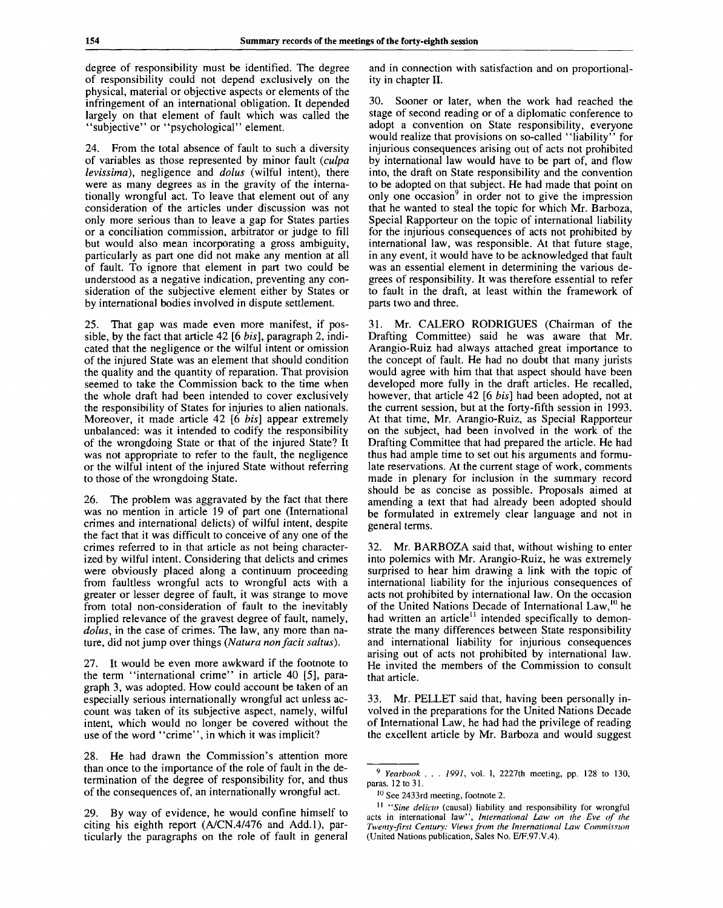degree of responsibility must be identified. The degree of responsibility could not depend exclusively on the physical, material or objective aspects or elements of the infringement of an international obligation. It depended largely on that element of fault which was called the "subjective" or "psychological" element.

24. From the total absence of fault to such a diversity of variables as those represented by minor fault (*culpa levissima*), negligence and *dolus* (wilful intent), there were as many degrees as in the gravity of the internationally wrongful act. To leave that element out of any consideration of the articles under discussion was not only more serious than to leave a gap for States parties or a conciliation commission, arbitrator or judge to fill but would also mean incorporating a gross ambiguity, particularly as part one did not make any mention at all of fault. To ignore that element in part two could be understood as a negative indication, preventing any consideration of the subjective element either by States or by international bodies involved in dispute settlement.

25. That gap was made even more manifest, if possible, by the fact that article 42 [6 *bis*], paragraph 2, indicated that the negligence or the wilful intent or omission of the injured State was an element that should condition the quality and the quantity of reparation. That provision seemed to take the Commission back to the time when the whole draft had been intended to cover exclusively the responsibility of States for injuries to alien nationals. Moreover, it made article 42 [6 *bis*] appear extremely unbalanced: was it intended to codify the responsibility of the wrongdoing State or that of the injured State? It was not appropriate to refer to the fault, the negligence or the wilful intent of the injured State without referring to those of the wrongdoing State.

26. The problem was aggravated by the fact that there was no mention in article 19 of part one (International crimes and international delicts) of wilful intent, despite the fact that it was difficult to conceive of any one of the crimes referred to in that article as not being characterized by wilful intent. Considering that delicts and crimes were obviously placed along a continuum proceeding from faultless wrongful acts to wrongful acts with a greater or lesser degree of fault, it was strange to move from total non-consideration of fault to the inevitably implied relevance of the gravest degree of fault, namely, *dolus*, in the case of crimes. The law, any more than nature, did not jump over things (*Natura non facit saltus*).

27. It would be even more awkward if the footnote to the term "international crime" in article 40 [5], paragraph 3, was adopted. How could account be taken of an especially serious internationally wrongful act unless account was taken of its subjective aspect, namely, wilful intent, which would no longer be covered without the use of the word "crime", in which it was implicit?

28. He had drawn the Commission's attention more than once to the importance of the role of fault in the determination of the degree of responsibility for, and thus of the consequences of, an internationally wrongful act.

29. By way of evidence, he would confine himself to citing his eighth report (A/CN.4/476 and Add.1), particularly the paragraphs on the role of fault in general and in connection with satisfaction and on proportionality in chapter II.

30. Sooner or later, when the work had reached the stage of second reading or of a diplomatic conference to adopt a convention on State responsibility, everyone would realize that provisions on so-called "liability" for injurious consequences arising out of acts not prohibited by international law would have to be part of, and flow into, the draft on State responsibility and the convention to be adopted on that subject. He had made that point on only one occasion[9] in order not to give the impression that he wanted to steal the topic for which Mr. Barboza, Special Rapporteur on the topic of international liability for the injurious consequences of acts not prohibited by international law, was responsible. At that future stage, in any event, it would have to be acknowledged that fault was an essential element in determining the various degrees of responsibility. It was therefore essential to refer to fault in the draft, at least within the framework of parts two and three.

31. Mr. CALERO RODRIGUES (Chairman of the Drafting Committee) said he was aware that Mr. Arangio-Ruiz had always attached great importance to the concept of fault. He had no doubt that many jurists would agree with him that that aspect should have been developed more fully in the draft articles. He recalled, however, that article 42 [6 *bis*] had been adopted, not at the current session, but at the forty-fifth session in 1993. At that time, Mr. Arangio-Ruiz, as Special Rapporteur on the subject, had been involved in the work of the Drafting Committee that had prepared the article. He had thus had ample time to set out his arguments and formulate reservations. At the current stage of work, comments made in plenary for inclusion in the summary record should be as concise as possible. Proposals aimed at amending a text that had already been adopted should be formulated in extremely clear language and not in general terms.

32. Mr. BARBOZA said that, without wishing to enter into polemics with Mr. Arangio-Ruiz, he was extremely surprised to hear him drawing a link with the topic of international liability for the injurious consequences of acts not prohibited by international law. On the occasion of the United Nations Decade of International Law,[10] he had written an article[11] intended specifically to demonstrate the many differences between State responsibility and international liability for injurious consequences arising out of acts not prohibited by international law. He invited the members of the Commission to consult that article.

33. Mr. PELLET said that, having been personally involved in the preparations for the United Nations Decade of International Law, he had had the privilege of reading the excellent article by Mr. Barboza and would suggest

---

[9] *Yearbook . . . 1991*, vol. I, 2227th meeting, pp. 128 to 130, paras. 12 to 31.

[10] See 2433rd meeting, footnote 2.

[11] "*Sine delicto* (causal) liability and responsibility for wrongful acts in international law", *International Law on the Eve of the Twenty-first Century: Views from the International Law Commission* (United Nations publication, Sales No. E/F.97.V.4).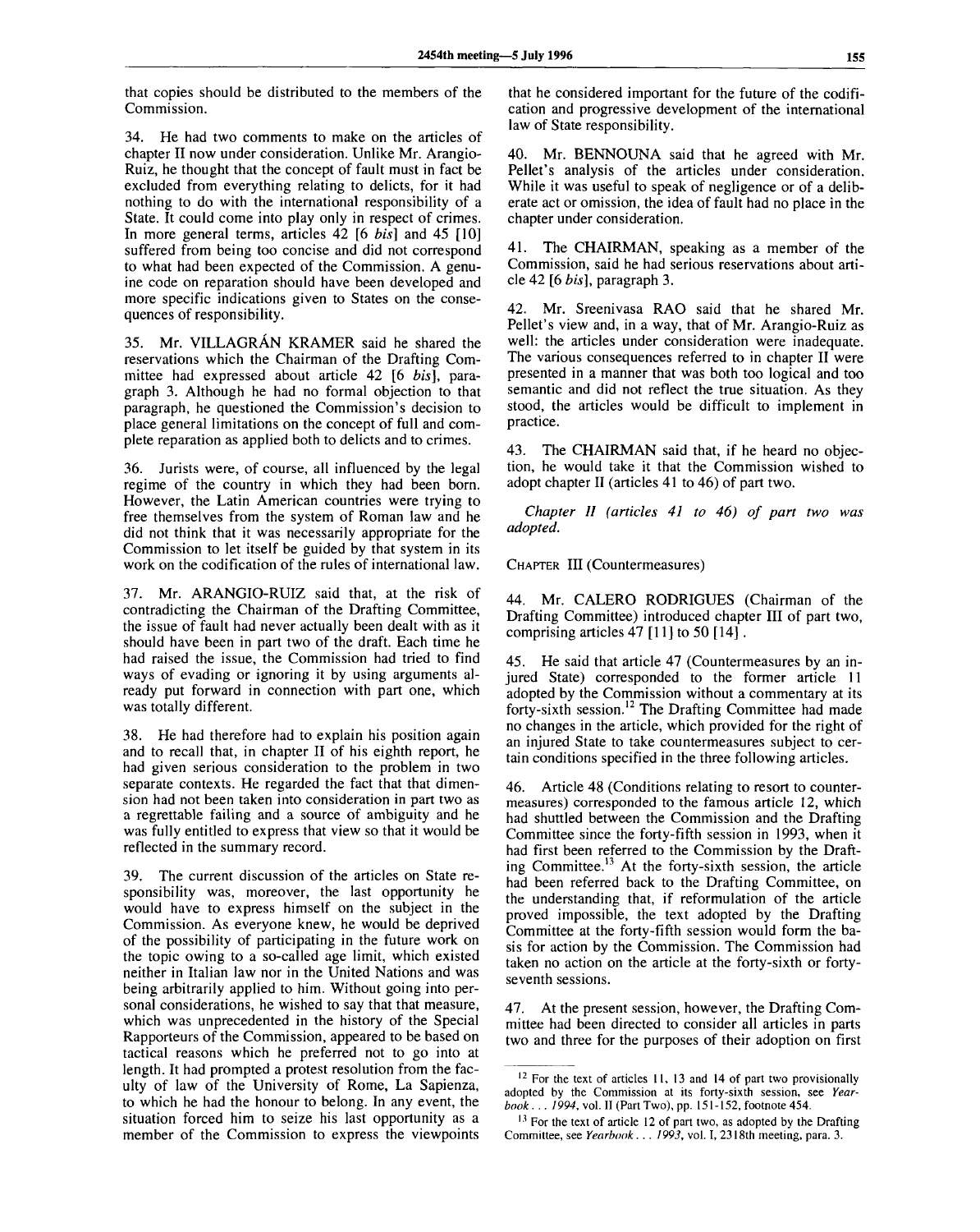that copies should be distributed to the members of the Commission.

34. He had two comments to make on the articles of chapter II now under consideration. Unlike Mr. Arangio-Ruiz, he thought that the concept of fault must in fact be excluded from everything relating to delicts, for it had nothing to do with the international responsibility of a State. It could come into play only in respect of crimes. In more general terms, articles 42 [6 *bis*] and 45 [10] suffered from being too concise and did not correspond to what had been expected of the Commission. A genuine code on reparation should have been developed and more specific indications given to States on the consequences of responsibility.

35. Mr. VILLAGRÁN KRAMER said he shared the reservations which the Chairman of the Drafting Committee had expressed about article 42 [6 *bis*], paragraph 3. Although he had no formal objection to that paragraph, he questioned the Commission's decision to place general limitations on the concept of full and complete reparation as applied both to delicts and to crimes.

36. Jurists were, of course, all influenced by the legal regime of the country in which they had been born. However, the Latin American countries were trying to free themselves from the system of Roman law and he did not think that it was necessarily appropriate for the Commission to let itself be guided by that system in its work on the codification of the rules of international law.

37. Mr. ARANGIO-RUIZ said that, at the risk of contradicting the Chairman of the Drafting Committee, the issue of fault had never actually been dealt with as it should have been in part two of the draft. Each time he had raised the issue, the Commission had tried to find ways of evading or ignoring it by using arguments already put forward in connection with part one, which was totally different.

38. He had therefore had to explain his position again and to recall that, in chapter II of his eighth report, he had given serious consideration to the problem in two separate contexts. He regarded the fact that that dimension had not been taken into consideration in part two as a regrettable failing and a source of ambiguity and he was fully entitled to express that view so that it would be reflected in the summary record.

39. The current discussion of the articles on State responsibility was, moreover, the last opportunity he would have to express himself on the subject in the Commission. As everyone knew, he would be deprived of the possibility of participating in the future work on the topic owing to a so-called age limit, which existed neither in Italian law nor in the United Nations and was being arbitrarily applied to him. Without going into personal considerations, he wished to say that that measure, which was unprecedented in the history of the Special Rapporteurs of the Commission, appeared to be based on tactical reasons which he preferred not to go into at length. It had prompted a protest resolution from the faculty of law of the University of Rome, La Sapienza, to which he had the honour to belong. In any event, the situation forced him to seize his last opportunity as a member of the Commission to express the viewpoints that he considered important for the future of the codification and progressive development of the international law of State responsibility.

40. Mr. BENNOUNA said that he agreed with Mr. Pellet's analysis of the articles under consideration. While it was useful to speak of negligence or of a deliberate act or omission, the idea of fault had no place in the chapter under consideration.

41. The CHAIRMAN, speaking as a member of the Commission, said he had serious reservations about article 42 [6 *bis*], paragraph 3.

42. Mr. Sreenivasa RAO said that he shared Mr. Pellet's view and, in a way, that of Mr. Arangio-Ruiz as well: the articles under consideration were inadequate. The various consequences referred to in chapter II were presented in a manner that was both too logical and too semantic and did not reflect the true situation. As they stood, the articles would be difficult to implement in practice.

43. The CHAIRMAN said that, if he heard no objection, he would take it that the Commission wished to adopt chapter II (articles 41 to 46) of part two.

*Chapter II (articles 41 to 46) of part two was adopted.*

CHAPTER III (Countermeasures)

44. Mr. CALERO RODRIGUES (Chairman of the Drafting Committee) introduced chapter III of part two, comprising articles 47 [11] to 50 [14].

45. He said that article 47 (Countermeasures by an injured State) corresponded to the former article 11 adopted by the Commission without a commentary at its forty-sixth session.[12] The Drafting Committee had made no changes in the article, which provided for the right of an injured State to take countermeasures subject to certain conditions specified in the three following articles.

46. Article 48 (Conditions relating to resort to countermeasures) corresponded to the famous article 12, which had shuttled between the Commission and the Drafting Committee since the forty-fifth session in 1993, when it had first been referred to the Commission by the Drafting Committee.[13] At the forty-sixth session, the article had been referred back to the Drafting Committee, on the understanding that, if reformulation of the article proved impossible, the text adopted by the Drafting Committee at the forty-fifth session would form the basis for action by the Commission. The Commission had taken no action on the article at the forty-sixth or forty-seventh sessions.

47. At the present session, however, the Drafting Committee had been directed to consider all articles in parts two and three for the purposes of their adoption on first

---

[12] For the text of articles 11, 13 and 14 of part two provisionally adopted by the Commission at its forty-sixth session, see *Yearbook . . . 1994*, vol. II (Part Two), pp. 151-152, footnote 454.

[13] For the text of article 12 of part two, as adopted by the Drafting Committee, see *Yearbook . . . 1993*, vol. I, 2318th meeting, para. 3.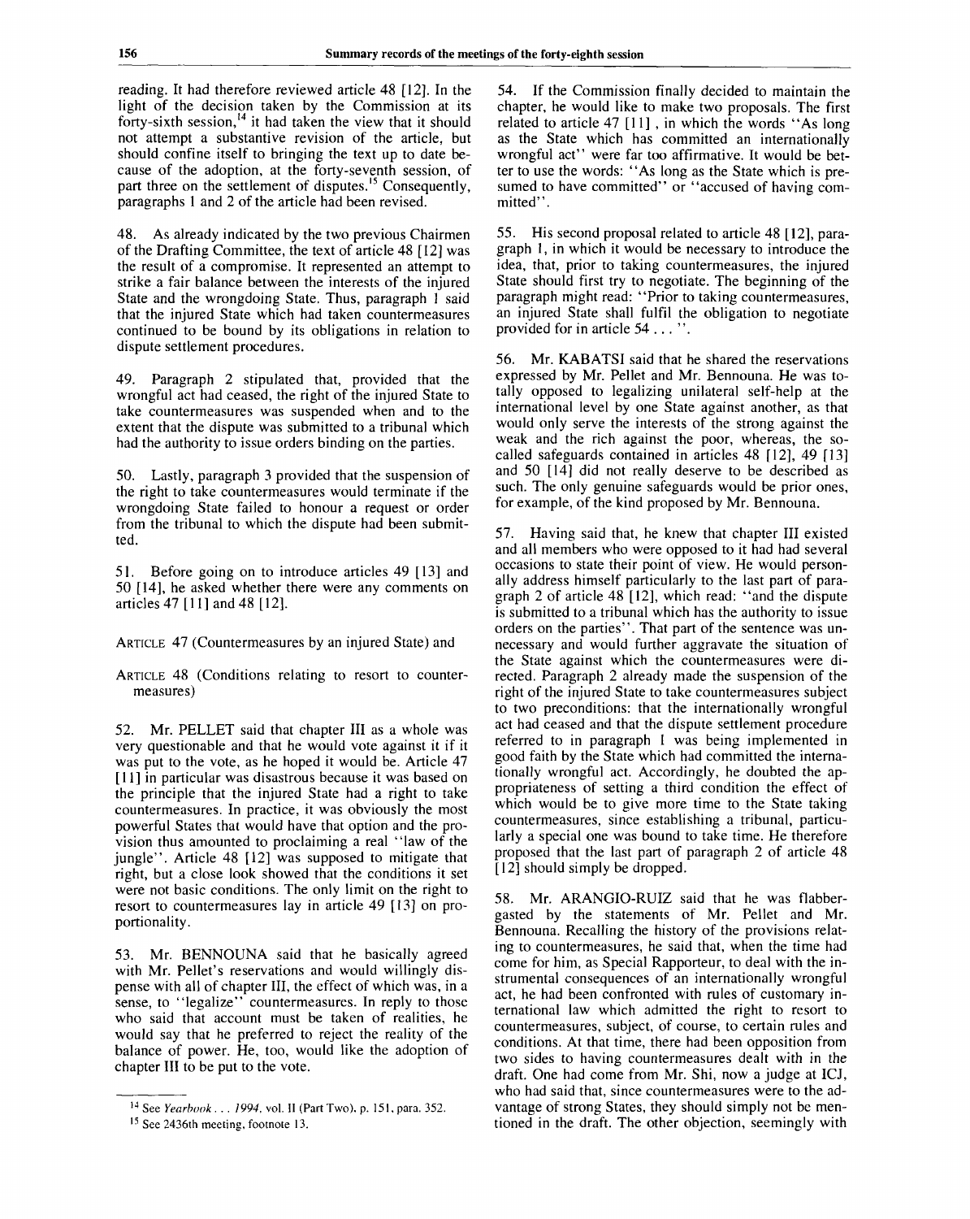reading. It had therefore reviewed article 48 [12]. In the light of the decision taken by the Commission at its forty-sixth session,[14] it had taken the view that it should not attempt a substantive revision of the article, but should confine itself to bringing the text up to date because of the adoption, at the forty-seventh session, of part three on the settlement of disputes.[15] Consequently, paragraphs 1 and 2 of the article had been revised.

48. As already indicated by the two previous Chairmen of the Drafting Committee, the text of article 48 [12] was the result of a compromise. It represented an attempt to strike a fair balance between the interests of the injured State and the wrongdoing State. Thus, paragraph 1 said that the injured State which had taken countermeasures continued to be bound by its obligations in relation to dispute settlement procedures.

49. Paragraph 2 stipulated that, provided that the wrongful act had ceased, the right of the injured State to take countermeasures was suspended when and to the extent that the dispute was submitted to a tribunal which had the authority to issue orders binding on the parties.

50. Lastly, paragraph 3 provided that the suspension of the right to take countermeasures would terminate if the wrongdoing State failed to honour a request or order from the tribunal to which the dispute had been submitted.

51. Before going on to introduce articles 49 [13] and 50 [14], he asked whether there were any comments on articles 47 [11] and 48 [12].

ARTICLE 47 (Countermeasures by an injured State) and

ARTICLE 48 (Conditions relating to resort to countermeasures)

52. Mr. PELLET said that chapter III as a whole was very questionable and that he would vote against it if it was put to the vote, as he hoped it would be. Article 47 [11] in particular was disastrous because it was based on the principle that the injured State had a right to take countermeasures. In practice, it was obviously the most powerful States that would have that option and the provision thus amounted to proclaiming a real "law of the jungle". Article 48 [12] was supposed to mitigate that right, but a close look showed that the conditions it set were not basic conditions. The only limit on the right to resort to countermeasures lay in article 49 [13] on proportionality.

53. Mr. BENNOUNA said that he basically agreed with Mr. Pellet's reservations and would willingly dispense with all of chapter III, the effect of which was, in a sense, to "legalize" countermeasures. In reply to those who said that account must be taken of realities, he would say that he preferred to reject the reality of the balance of power. He, too, would like the adoption of chapter III to be put to the vote.

54. If the Commission finally decided to maintain the chapter, he would like to make two proposals. The first related to article 47 [11], in which the words "As long as the State which has committed an internationally wrongful act" were far too affirmative. It would be better to use the words: "As long as the State which is presumed to have committed" or "accused of having committed".

55. His second proposal related to article 48 [12], paragraph 1, in which it would be necessary to introduce the idea, that, prior to taking countermeasures, the injured State should first try to negotiate. The beginning of the paragraph might read: "Prior to taking countermeasures, an injured State shall fulfil the obligation to negotiate provided for in article 54 . . . ".

56. Mr. KABATSI said that he shared the reservations expressed by Mr. Pellet and Mr. Bennouna. He was totally opposed to legalizing unilateral self-help at the international level by one State against another, as that would only serve the interests of the strong against the weak and the rich against the poor, whereas, the so-called safeguards contained in articles 48 [12], 49 [13] and 50 [14] did not really deserve to be described as such. The only genuine safeguards would be prior ones, for example, of the kind proposed by Mr. Bennouna.

57. Having said that, he knew that chapter III existed and all members who were opposed to it had had several occasions to state their point of view. He would personally address himself particularly to the last part of paragraph 2 of article 48 [12], which read: "and the dispute is submitted to a tribunal which has the authority to issue orders on the parties". That part of the sentence was unnecessary and would further aggravate the situation of the State against which the countermeasures were directed. Paragraph 2 already made the suspension of the right of the injured State to take countermeasures subject to two preconditions: that the internationally wrongful act had ceased and that the dispute settlement procedure referred to in paragraph 1 was being implemented in good faith by the State which had committed the internationally wrongful act. Accordingly, he doubted the appropriateness of setting a third condition the effect of which would be to give more time to the State taking countermeasures, since establishing a tribunal, particularly a special one was bound to take time. He therefore proposed that the last part of paragraph 2 of article 48 [12] should simply be dropped.

58. Mr. ARANGIO-RUIZ said that he was flabbergasted by the statements of Mr. Pellet and Mr. Bennouna. Recalling the history of the provisions relating to countermeasures, he said that, when the time had come for him, as Special Rapporteur, to deal with the instrumental consequences of an internationally wrongful act, he had been confronted with rules of customary international law which admitted the right to resort to countermeasures, subject, of course, to certain rules and conditions. At that time, there had been opposition from two sides to having countermeasures dealt with in the draft. One had come from Mr. Shi, now a judge at ICJ, who had said that, since countermeasures were to the advantage of strong States, they should simply not be mentioned in the draft. The other objection, seemingly with

[14] See *Yearbook . . . 1994*, vol. II (Part Two), p. 151, para. 352.

[15] See 2436th meeting, footnote 13.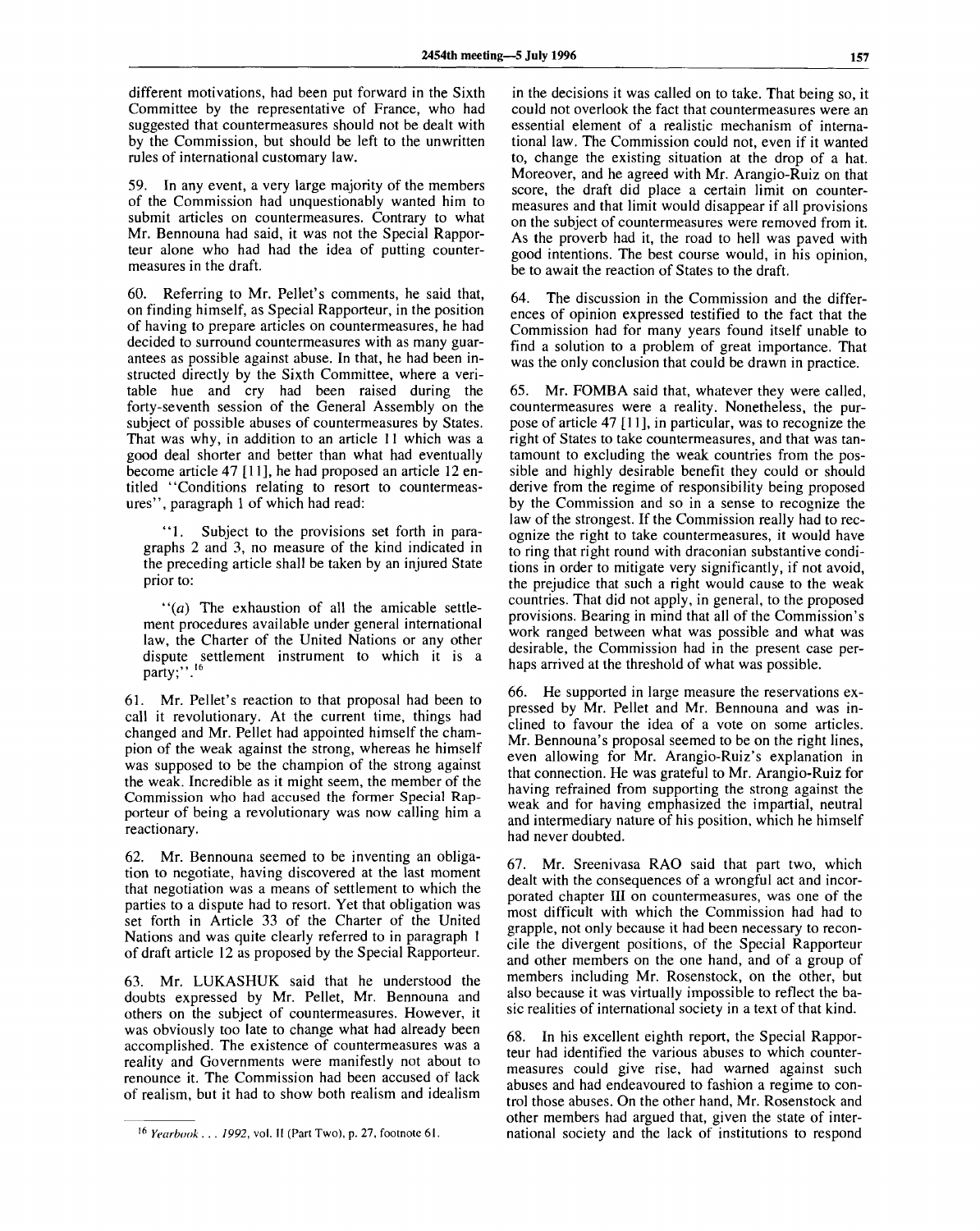different motivations, had been put forward in the Sixth Committee by the representative of France, who had suggested that countermeasures should not be dealt with by the Commission, but should be left to the unwritten rules of international customary law.

59. In any event, a very large majority of the members of the Commission had unquestionably wanted him to submit articles on countermeasures. Contrary to what Mr. Bennouna had said, it was not the Special Rapporteur alone who had had the idea of putting countermeasures in the draft.

60. Referring to Mr. Pellet's comments, he said that, on finding himself, as Special Rapporteur, in the position of having to prepare articles on countermeasures, he had decided to surround countermeasures with as many guarantees as possible against abuse. In that, he had been instructed directly by the Sixth Committee, where a veritable hue and cry had been raised during the forty-seventh session of the General Assembly on the subject of possible abuses of countermeasures by States. That was why, in addition to an article 11 which was a good deal shorter and better than what had eventually become article 47 [11], he had proposed an article 12 entitled "Conditions relating to resort to countermeasures", paragraph 1 of which had read:

"1. Subject to the provisions set forth in paragraphs 2 and 3, no measure of the kind indicated in the preceding article shall be taken by an injured State prior to:

"(*a*) The exhaustion of all the amicable settlement procedures available under general international law, the Charter of the United Nations or any other dispute settlement instrument to which it is a party;".[16]

61. Mr. Pellet's reaction to that proposal had been to call it revolutionary. At the current time, things had changed and Mr. Pellet had appointed himself the champion of the weak against the strong, whereas he himself was supposed to be the champion of the strong against the weak. Incredible as it might seem, the member of the Commission who had accused the former Special Rapporteur of being a revolutionary was now calling him a reactionary.

62. Mr. Bennouna seemed to be inventing an obligation to negotiate, having discovered at the last moment that negotiation was a means of settlement to which the parties to a dispute had to resort. Yet that obligation was set forth in Article 33 of the Charter of the United Nations and was quite clearly referred to in paragraph 1 of draft article 12 as proposed by the Special Rapporteur.

63. Mr. LUKASHUK said that he understood the doubts expressed by Mr. Pellet, Mr. Bennouna and others on the subject of countermeasures. However, it was obviously too late to change what had already been accomplished. The existence of countermeasures was a reality and Governments were manifestly not about to renounce it. The Commission had been accused of lack of realism, but it had to show both realism and idealism in the decisions it was called on to take. That being so, it could not overlook the fact that countermeasures were an essential element of a realistic mechanism of international law. The Commission could not, even if it wanted to, change the existing situation at the drop of a hat. Moreover, and he agreed with Mr. Arangio-Ruiz on that score, the draft did place a certain limit on countermeasures and that limit would disappear if all provisions on the subject of countermeasures were removed from it. As the proverb had it, the road to hell was paved with good intentions. The best course would, in his opinion, be to await the reaction of States to the draft.

64. The discussion in the Commission and the differences of opinion expressed testified to the fact that the Commission had for many years found itself unable to find a solution to a problem of great importance. That was the only conclusion that could be drawn in practice.

65. Mr. FOMBA said that, whatever they were called, countermeasures were a reality. Nonetheless, the purpose of article 47 [11], in particular, was to recognize the right of States to take countermeasures, and that was tantamount to excluding the weak countries from the possible and highly desirable benefit they could or should derive from the regime of responsibility being proposed by the Commission and so in a sense to recognize the law of the strongest. If the Commission really had to recognize the right to take countermeasures, it would have to ring that right round with draconian substantive conditions in order to mitigate very significantly, if not avoid, the prejudice that such a right would cause to the weak countries. That did not apply, in general, to the proposed provisions. Bearing in mind that all of the Commission's work ranged between what was possible and what was desirable, the Commission had in the present case perhaps arrived at the threshold of what was possible.

66. He supported in large measure the reservations expressed by Mr. Pellet and Mr. Bennouna and was inclined to favour the idea of a vote on some articles. Mr. Bennouna's proposal seemed to be on the right lines, even allowing for Mr. Arangio-Ruiz's explanation in that connection. He was grateful to Mr. Arangio-Ruiz for having refrained from supporting the strong against the weak and for having emphasized the impartial, neutral and intermediary nature of his position, which he himself had never doubted.

67. Mr. Sreenivasa RAO said that part two, which dealt with the consequences of a wrongful act and incorporated chapter III on countermeasures, was one of the most difficult with which the Commission had had to grapple, not only because it had been necessary to reconcile the divergent positions, of the Special Rapporteur and other members on the one hand, and of a group of members including Mr. Rosenstock, on the other, but also because it was virtually impossible to reflect the basic realities of international society in a text of that kind.

68. In his excellent eighth report, the Special Rapporteur had identified the various abuses to which countermeasures could give rise, had warned against such abuses and had endeavoured to fashion a regime to control those abuses. On the other hand, Mr. Rosenstock and other members had argued that, given the state of international society and the lack of institutions to respond

[16] *Yearbook . . . 1992*, vol. II (Part Two), p. 27, footnote 61.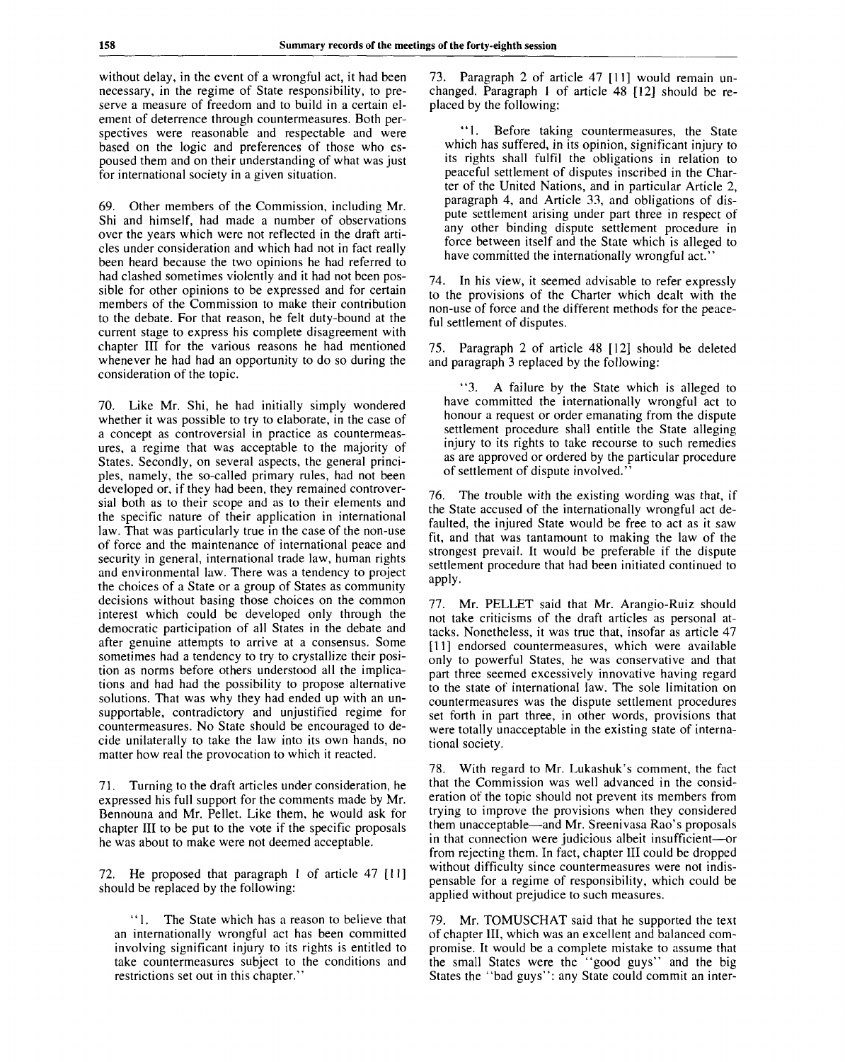without delay, in the event of a wrongful act, it had been necessary, in the regime of State responsibility, to preserve a measure of freedom and to build in a certain element of deterrence through countermeasures. Both perspectives were reasonable and respectable and were based on the logic and preferences of those who espoused them and on their understanding of what was just for international society in a given situation.

69. Other members of the Commission, including Mr. Shi and himself, had made a number of observations over the years which were not reflected in the draft articles under consideration and which had not in fact really been heard because the two opinions he had referred to had clashed sometimes violently and it had not been possible for other opinions to be expressed and for certain members of the Commission to make their contribution to the debate. For that reason, he felt duty-bound at the current stage to express his complete disagreement with chapter III for the various reasons he had mentioned whenever he had had an opportunity to do so during the consideration of the topic.

70. Like Mr. Shi, he had initially simply wondered whether it was possible to try to elaborate, in the case of a concept as controversial in practice as countermeasures, a regime that was acceptable to the majority of States. Secondly, on several aspects, the general principles, namely, the so-called primary rules, had not been developed or, if they had been, they remained controversial both as to their scope and as to their elements and the specific nature of their application in international law. That was particularly true in the case of the non-use of force and the maintenance of international peace and security in general, international trade law, human rights and environmental law. There was a tendency to project the choices of a State or a group of States as community decisions without basing those choices on the common interest which could be developed only through the democratic participation of all States in the debate and after genuine attempts to arrive at a consensus. Some sometimes had a tendency to try to crystallize their position as norms before others understood all the implications and had had the possibility to propose alternative solutions. That was why they had ended up with an unsupportable, contradictory and unjustified regime for countermeasures. No State should be encouraged to decide unilaterally to take the law into its own hands, no matter how real the provocation to which it reacted.

71. Turning to the draft articles under consideration, he expressed his full support for the comments made by Mr. Bennouna and Mr. Pellet. Like them, he would ask for chapter III to be put to the vote if the specific proposals he was about to make were not deemed acceptable.

72. He proposed that paragraph 1 of article 47 [11] should be replaced by the following:

> "1. The State which has a reason to believe that an internationally wrongful act has been committed involving significant injury to its rights is entitled to take countermeasures subject to the conditions and restrictions set out in this chapter."

73. Paragraph 2 of article 47 [11] would remain unchanged. Paragraph 1 of article 48 [12] should be replaced by the following:

> "1. Before taking countermeasures, the State which has suffered, in its opinion, significant injury to its rights shall fulfil the obligations in relation to peaceful settlement of disputes inscribed in the Charter of the United Nations, and in particular Article 2, paragraph 4, and Article 33, and obligations of dispute settlement arising under part three in respect of any other binding dispute settlement procedure in force between itself and the State which is alleged to have committed the internationally wrongful act."

74. In his view, it seemed advisable to refer expressly to the provisions of the Charter which dealt with the non-use of force and the different methods for the peaceful settlement of disputes.

75. Paragraph 2 of article 48 [12] should be deleted and paragraph 3 replaced by the following:

> "3. A failure by the State which is alleged to have committed the internationally wrongful act to honour a request or order emanating from the dispute settlement procedure shall entitle the State alleging injury to its rights to take recourse to such remedies as are approved or ordered by the particular procedure of settlement of dispute involved."

76. The trouble with the existing wording was that, if the State accused of the internationally wrongful act defaulted, the injured State would be free to act as it saw fit, and that was tantamount to making the law of the strongest prevail. It would be preferable if the dispute settlement procedure that had been initiated continued to apply.

77. Mr. PELLET said that Mr. Arangio-Ruiz should not take criticisms of the draft articles as personal attacks. Nonetheless, it was true that, insofar as article 47 [11] endorsed countermeasures, which were available only to powerful States, he was conservative and that part three seemed excessively innovative having regard to the state of international law. The sole limitation on countermeasures was the dispute settlement procedures set forth in part three, in other words, provisions that were totally unacceptable in the existing state of international society.

78. With regard to Mr. Lukashuk's comment, the fact that the Commission was well advanced in the consideration of the topic should not prevent its members from trying to improve the provisions when they considered them unacceptable—and Mr. Sreenivasa Rao's proposals in that connection were judicious albeit insufficient—or from rejecting them. In fact, chapter III could be dropped without difficulty since countermeasures were not indispensable for a regime of responsibility, which could be applied without prejudice to such measures.

79. Mr. TOMUSCHAT said that he supported the text of chapter III, which was an excellent and balanced compromise. It would be a complete mistake to assume that the small States were the "good guys" and the big States the "bad guys": any State could commit an inter-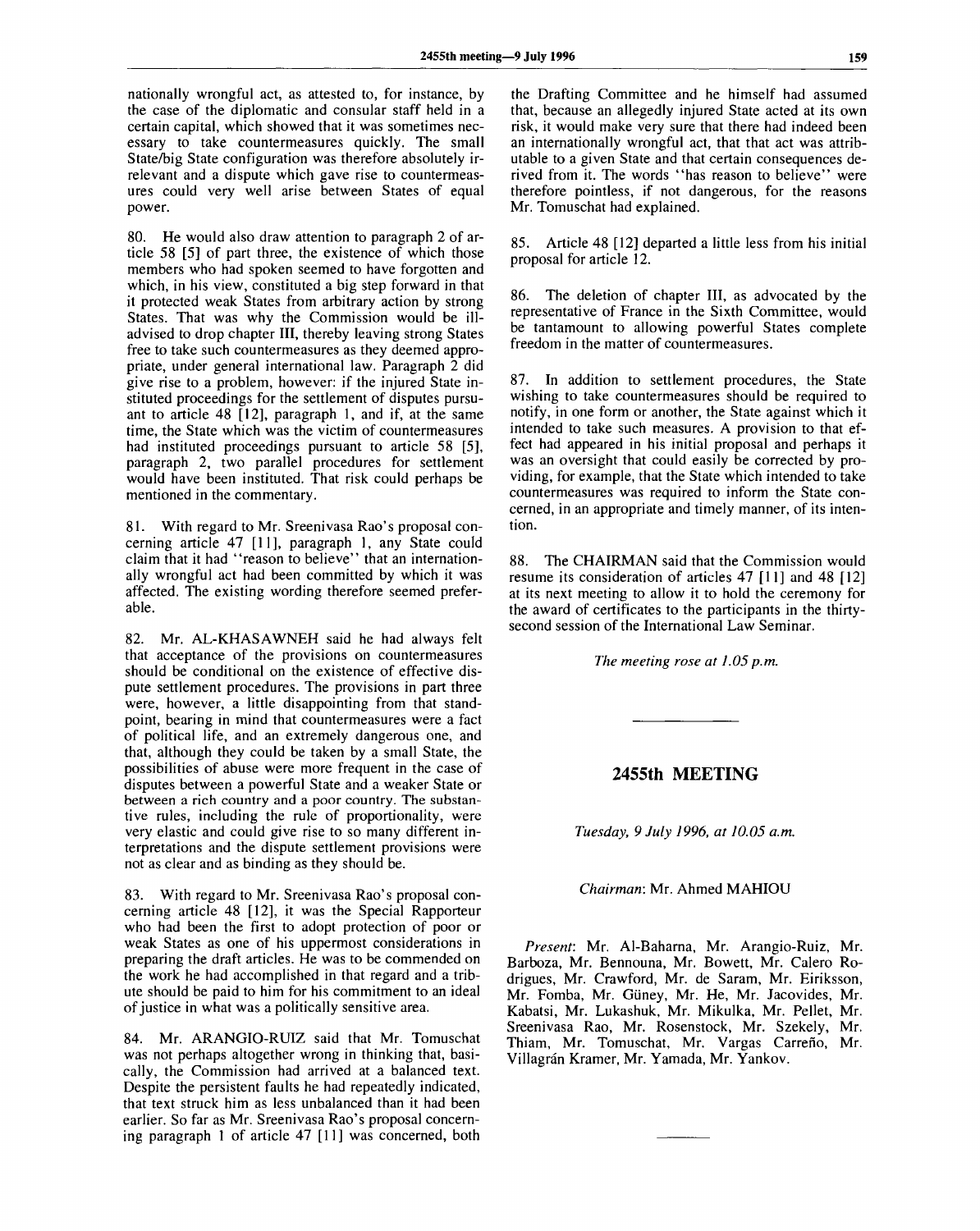nationally wrongful act, as attested to, for instance, by the case of the diplomatic and consular staff held in a certain capital, which showed that it was sometimes necessary to take countermeasures quickly. The small State/big State configuration was therefore absolutely irrelevant and a dispute which gave rise to countermeasures could very well arise between States of equal power.

80. He would also draw attention to paragraph 2 of article 58 [5] of part three, the existence of which those members who had spoken seemed to have forgotten and which, in his view, constituted a big step forward in that it protected weak States from arbitrary action by strong States. That was why the Commission would be ill-advised to drop chapter III, thereby leaving strong States free to take such countermeasures as they deemed appropriate, under general international law. Paragraph 2 did give rise to a problem, however: if the injured State instituted proceedings for the settlement of disputes pursuant to article 48 [12], paragraph 1, and if, at the same time, the State which was the victim of countermeasures had instituted proceedings pursuant to article 58 [5], paragraph 2, two parallel procedures for settlement would have been instituted. That risk could perhaps be mentioned in the commentary.

81. With regard to Mr. Sreenivasa Rao's proposal concerning article 47 [11], paragraph 1, any State could claim that it had "reason to believe" that an internationally wrongful act had been committed by which it was affected. The existing wording therefore seemed preferable.

82. Mr. AL-KHASAWNEH said he had always felt that acceptance of the provisions on countermeasures should be conditional on the existence of effective dispute settlement procedures. The provisions in part three were, however, a little disappointing from that standpoint, bearing in mind that countermeasures were a fact of political life, and an extremely dangerous one, and that, although they could be taken by a small State, the possibilities of abuse were more frequent in the case of disputes between a powerful State and a weaker State or between a rich country and a poor country. The substantive rules, including the rule of proportionality, were very elastic and could give rise to so many different interpretations and the dispute settlement provisions were not as clear and as binding as they should be.

83. With regard to Mr. Sreenivasa Rao's proposal concerning article 48 [12], it was the Special Rapporteur who had been the first to adopt protection of poor or weak States as one of his uppermost considerations in preparing the draft articles. He was to be commended on the work he had accomplished in that regard and a tribute should be paid to him for his commitment to an ideal of justice in what was a politically sensitive area.

84. Mr. ARANGIO-RUIZ said that Mr. Tomuschat was not perhaps altogether wrong in thinking that, basically, the Commission had arrived at a balanced text. Despite the persistent faults he had repeatedly indicated, that text struck him as less unbalanced than it had been earlier. So far as Mr. Sreenivasa Rao's proposal concerning paragraph 1 of article 47 [11] was concerned, both the Drafting Committee and he himself had assumed that, because an allegedly injured State acted at its own risk, it would make very sure that there had indeed been an internationally wrongful act, that that act was attributable to a given State and that certain consequences derived from it. The words "has reason to believe" were therefore pointless, if not dangerous, for the reasons Mr. Tomuschat had explained.

85. Article 48 [12] departed a little less from his initial proposal for article 12.

86. The deletion of chapter III, as advocated by the representative of France in the Sixth Committee, would be tantamount to allowing powerful States complete freedom in the matter of countermeasures.

87. In addition to settlement procedures, the State wishing to take countermeasures should be required to notify, in one form or another, the State against which it intended to take such measures. A provision to that effect had appeared in his initial proposal and perhaps it was an oversight that could easily be corrected by providing, for example, that the State which intended to take countermeasures was required to inform the State concerned, in an appropriate and timely manner, of its intention.

88. The CHAIRMAN said that the Commission would resume its consideration of articles 47 [11] and 48 [12] at its next meeting to allow it to hold the ceremony for the award of certificates to the participants in the thirty-second session of the International Law Seminar.

*The meeting rose at 1.05 p.m.*

---

## 2455th MEETING

*Tuesday, 9 July 1996, at 10.05 a.m.*

*Chairman*: Mr. Ahmed MAHIOU

*Present*: Mr. Al-Baharna, Mr. Arangio-Ruiz, Mr. Barboza, Mr. Bennouna, Mr. Bowett, Mr. Calero Rodrigues, Mr. Crawford, Mr. de Saram, Mr. Eiriksson, Mr. Fomba, Mr. Güney, Mr. He, Mr. Jacovides, Mr. Kabatsi, Mr. Lukashuk, Mr. Mikulka, Mr. Pellet, Mr. Sreenivasa Rao, Mr. Rosenstock, Mr. Szekely, Mr. Thiam, Mr. Tomuschat, Mr. Vargas Carreño, Mr. Villagrán Kramer, Mr. Yamada, Mr. Yankov.